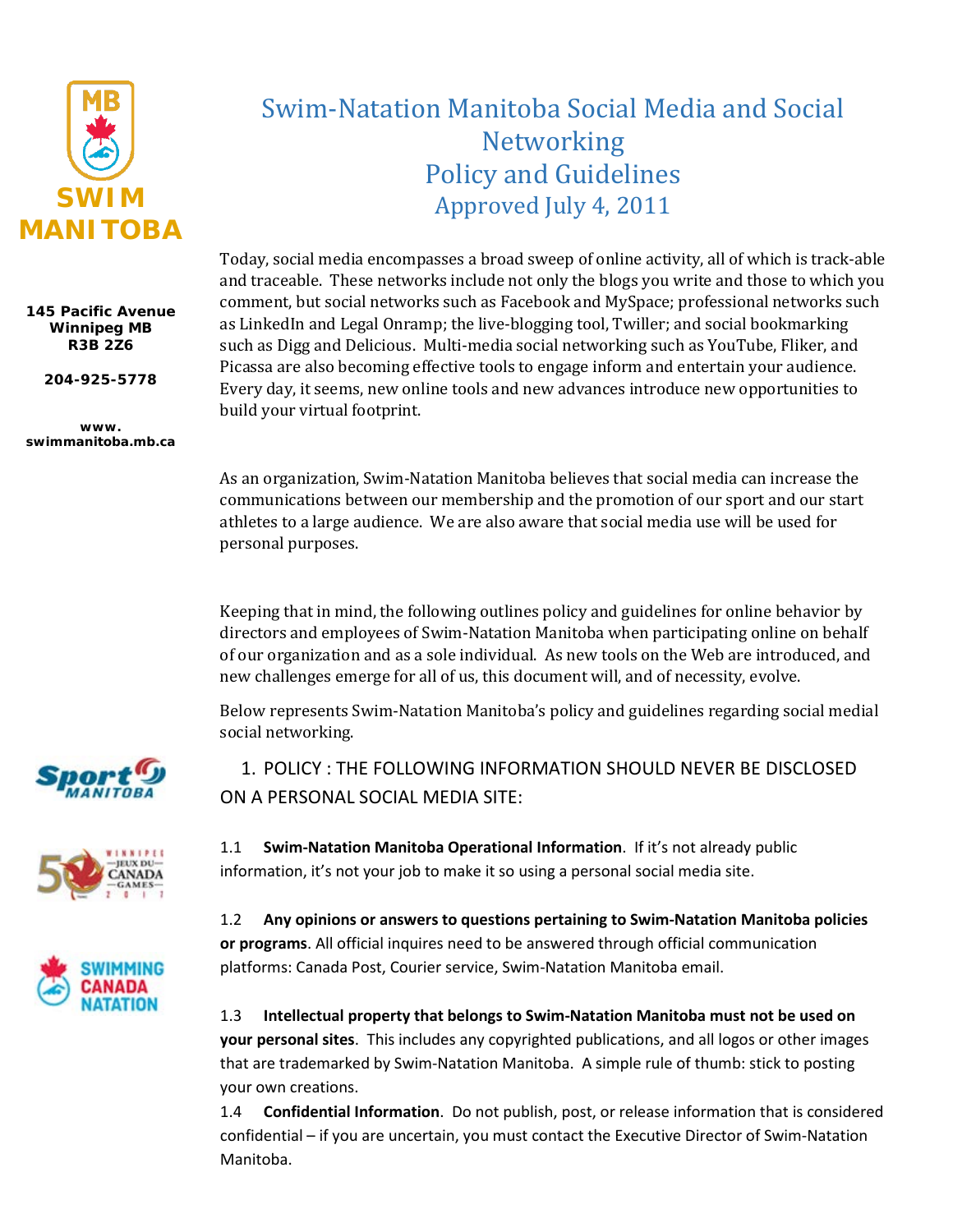# Swim-Natation Manitoba Social Media and Social Networking Policy and Guidelines

## Approved July 4, 2011

145 Pacific Avenue
Winnipeg MB
R3B 2Z6

204-925-5778

www.swimmanitoba.mb.ca

Today, social media encompasses a broad sweep of online activity, all of which is track-able and traceable. These networks include not only the blogs you write and those to which you comment, but social networks such as Facebook and MySpace; professional networks such as LinkedIn and Legal Onramp; the live-blogging tool, Twiller; and social bookmarking such as Digg and Delicious. Multi-media social networking such as YouTube, Fliker, and Picassa are also becoming effective tools to engage inform and entertain your audience. Every day, it seems, new online tools and new advances introduce new opportunities to build your virtual footprint.

As an organization, Swim-Natation Manitoba believes that social media can increase the communications between our membership and the promotion of our sport and our start athletes to a large audience. We are also aware that social media use will be used for personal purposes.

Keeping that in mind, the following outlines policy and guidelines for online behavior by directors and employees of Swim-Natation Manitoba when participating online on behalf of our organization and as a sole individual. As new tools on the Web are introduced, and new challenges emerge for all of us, this document will, and of necessity, evolve.

Below represents Swim-Natation Manitoba's policy and guidelines regarding social medial social networking.

## 1. POLICY : THE FOLLOWING INFORMATION SHOULD NEVER BE DISCLOSED ON A PERSONAL SOCIAL MEDIA SITE:

1.1 **Swim-Natation Manitoba Operational Information**. If it's not already public information, it's not your job to make it so using a personal social media site.

1.2 **Any opinions or answers to questions pertaining to Swim-Natation Manitoba policies or programs**. All official inquires need to be answered through official communication platforms: Canada Post, Courier service, Swim-Natation Manitoba email.

1.3 **Intellectual property that belongs to Swim-Natation Manitoba must not be used on your personal sites**. This includes any copyrighted publications, and all logos or other images that are trademarked by Swim-Natation Manitoba. A simple rule of thumb: stick to posting your own creations.

1.4 **Confidential Information**. Do not publish, post, or release information that is considered confidential – if you are uncertain, you must contact the Executive Director of Swim-Natation Manitoba.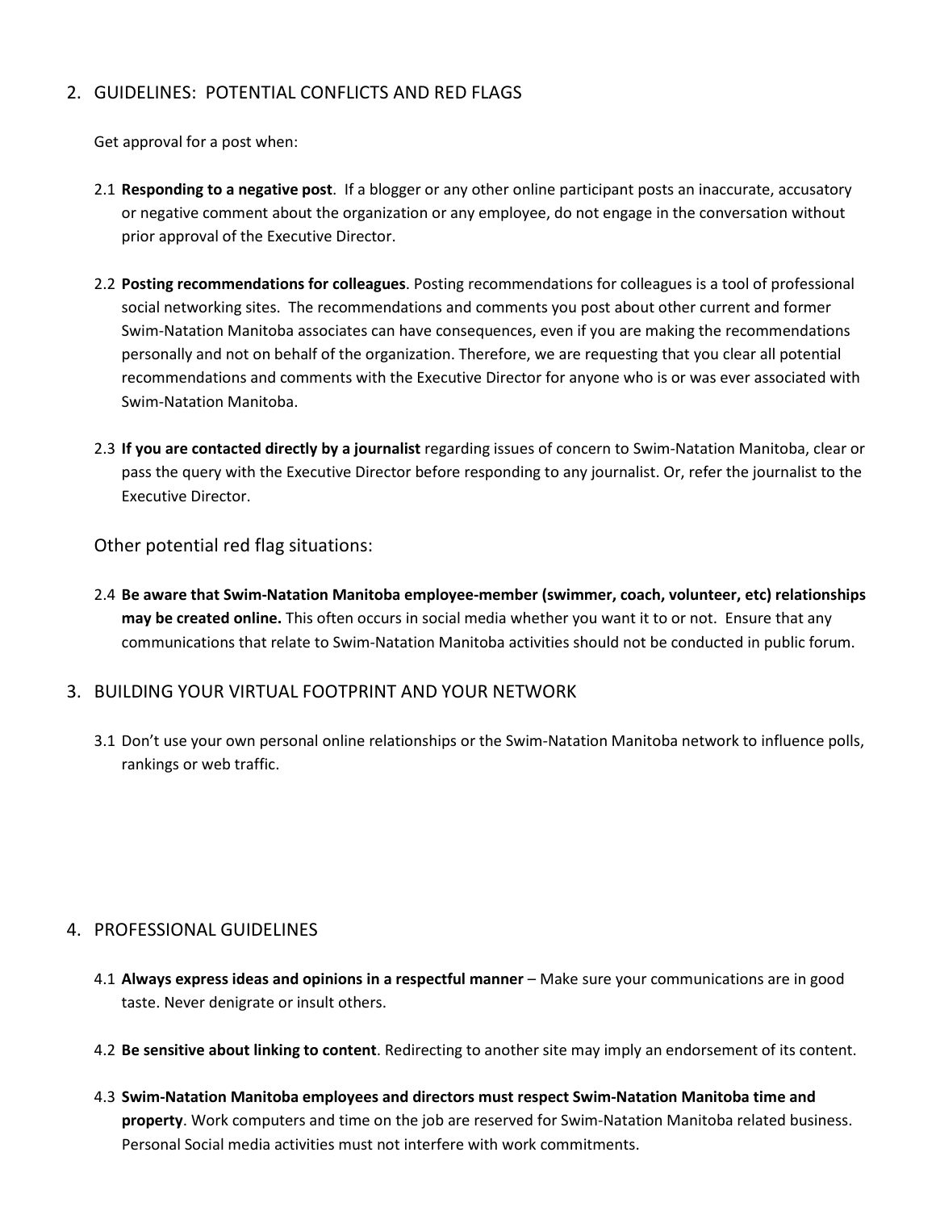## 2. GUIDELINES: POTENTIAL CONFLICTS AND RED FLAGS

Get approval for a post when:

2.1 **Responding to a negative post**. If a blogger or any other online participant posts an inaccurate, accusatory or negative comment about the organization or any employee, do not engage in the conversation without prior approval of the Executive Director.

2.2 **Posting recommendations for colleagues**. Posting recommendations for colleagues is a tool of professional social networking sites. The recommendations and comments you post about other current and former Swim-Natation Manitoba associates can have consequences, even if you are making the recommendations personally and not on behalf of the organization. Therefore, we are requesting that you clear all potential recommendations and comments with the Executive Director for anyone who is or was ever associated with Swim-Natation Manitoba.

2.3 **If you are contacted directly by a journalist** regarding issues of concern to Swim-Natation Manitoba, clear or pass the query with the Executive Director before responding to any journalist. Or, refer the journalist to the Executive Director.

Other potential red flag situations:

2.4 **Be aware that Swim-Natation Manitoba employee-member (swimmer, coach, volunteer, etc) relationships may be created online.** This often occurs in social media whether you want it to or not. Ensure that any communications that relate to Swim-Natation Manitoba activities should not be conducted in public forum.

## 3. BUILDING YOUR VIRTUAL FOOTPRINT AND YOUR NETWORK

3.1 Don't use your own personal online relationships or the Swim-Natation Manitoba network to influence polls, rankings or web traffic.

## 4. PROFESSIONAL GUIDELINES

4.1 **Always express ideas and opinions in a respectful manner** – Make sure your communications are in good taste. Never denigrate or insult others.

4.2 **Be sensitive about linking to content**. Redirecting to another site may imply an endorsement of its content.

4.3 **Swim-Natation Manitoba employees and directors must respect Swim-Natation Manitoba time and property**. Work computers and time on the job are reserved for Swim-Natation Manitoba related business. Personal Social media activities must not interfere with work commitments.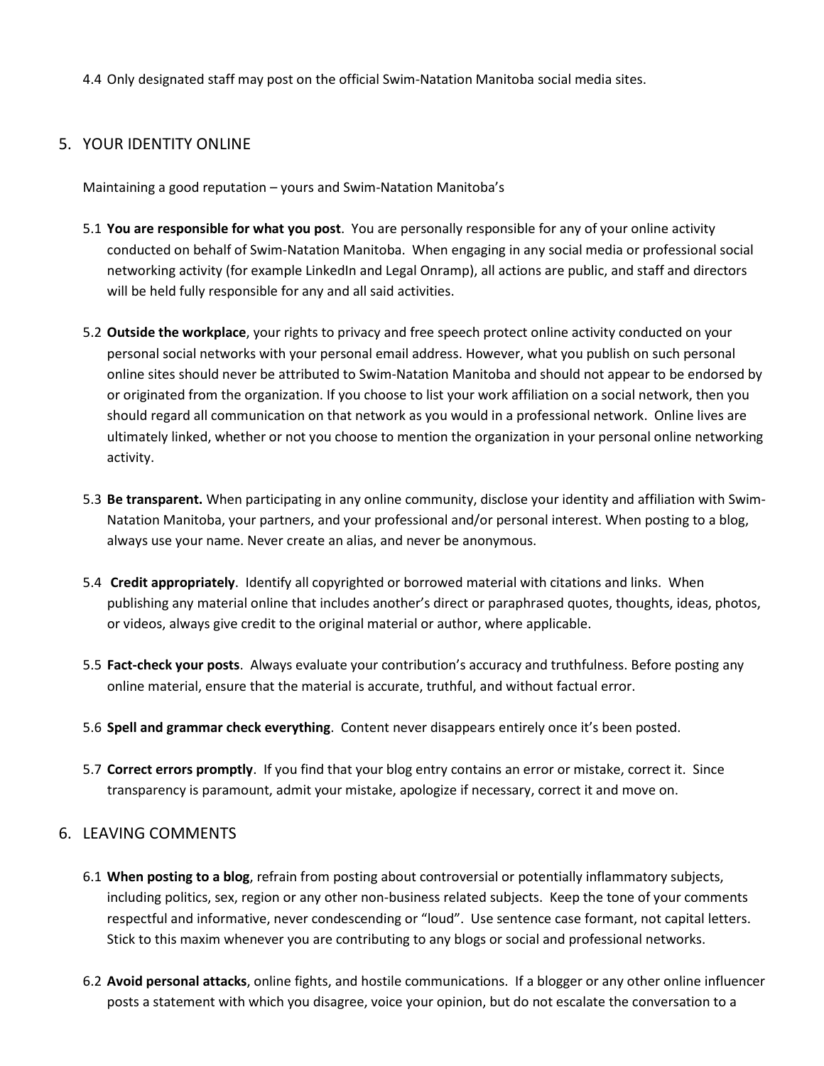4.4 Only designated staff may post on the official Swim-Natation Manitoba social media sites.

## 5. YOUR IDENTITY ONLINE

Maintaining a good reputation – yours and Swim-Natation Manitoba's

5.1 **You are responsible for what you post**. You are personally responsible for any of your online activity conducted on behalf of Swim-Natation Manitoba. When engaging in any social media or professional social networking activity (for example LinkedIn and Legal Onramp), all actions are public, and staff and directors will be held fully responsible for any and all said activities.

5.2 **Outside the workplace**, your rights to privacy and free speech protect online activity conducted on your personal social networks with your personal email address. However, what you publish on such personal online sites should never be attributed to Swim-Natation Manitoba and should not appear to be endorsed by or originated from the organization. If you choose to list your work affiliation on a social network, then you should regard all communication on that network as you would in a professional network. Online lives are ultimately linked, whether or not you choose to mention the organization in your personal online networking activity.

5.3 **Be transparent.** When participating in any online community, disclose your identity and affiliation with Swim-Natation Manitoba, your partners, and your professional and/or personal interest. When posting to a blog, always use your name. Never create an alias, and never be anonymous.

5.4 **Credit appropriately**. Identify all copyrighted or borrowed material with citations and links. When publishing any material online that includes another's direct or paraphrased quotes, thoughts, ideas, photos, or videos, always give credit to the original material or author, where applicable.

5.5 **Fact-check your posts**. Always evaluate your contribution's accuracy and truthfulness. Before posting any online material, ensure that the material is accurate, truthful, and without factual error.

5.6 **Spell and grammar check everything**. Content never disappears entirely once it's been posted.

5.7 **Correct errors promptly**. If you find that your blog entry contains an error or mistake, correct it. Since transparency is paramount, admit your mistake, apologize if necessary, correct it and move on.

## 6. LEAVING COMMENTS

6.1 **When posting to a blog**, refrain from posting about controversial or potentially inflammatory subjects, including politics, sex, region or any other non-business related subjects. Keep the tone of your comments respectful and informative, never condescending or "loud". Use sentence case formant, not capital letters. Stick to this maxim whenever you are contributing to any blogs or social and professional networks.

6.2 **Avoid personal attacks**, online fights, and hostile communications. If a blogger or any other online influencer posts a statement with which you disagree, voice your opinion, but do not escalate the conversation to a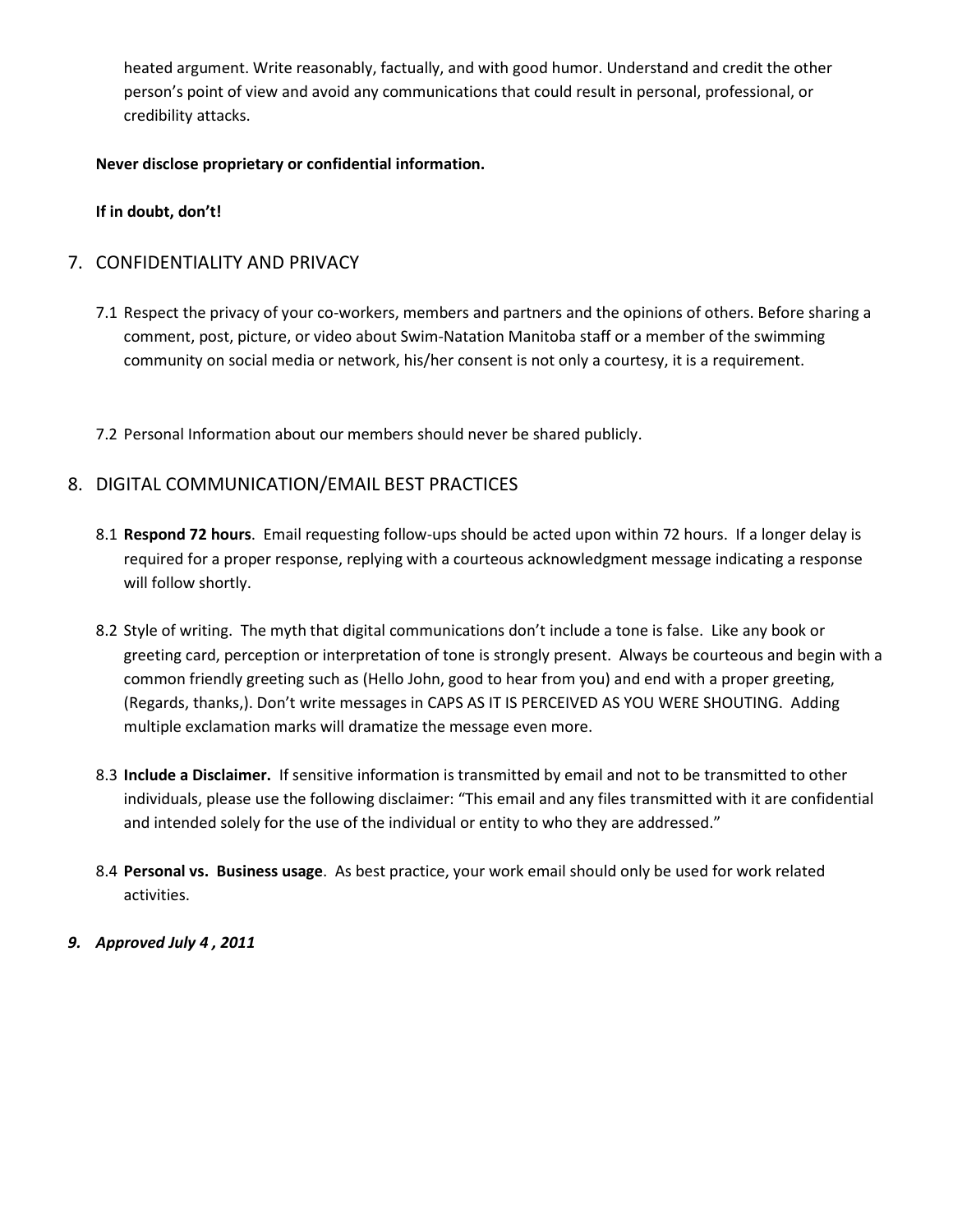heated argument. Write reasonably, factually, and with good humor. Understand and credit the other person's point of view and avoid any communications that could result in personal, professional, or credibility attacks.

**Never disclose proprietary or confidential information.**

**If in doubt, don't!**

## 7. CONFIDENTIALITY AND PRIVACY

7.1 Respect the privacy of your co-workers, members and partners and the opinions of others. Before sharing a comment, post, picture, or video about Swim-Natation Manitoba staff or a member of the swimming community on social media or network, his/her consent is not only a courtesy, it is a requirement.

7.2 Personal Information about our members should never be shared publicly.

## 8. DIGITAL COMMUNICATION/EMAIL BEST PRACTICES

8.1 **Respond 72 hours**. Email requesting follow-ups should be acted upon within 72 hours. If a longer delay is required for a proper response, replying with a courteous acknowledgment message indicating a response will follow shortly.

8.2 Style of writing. The myth that digital communications don't include a tone is false. Like any book or greeting card, perception or interpretation of tone is strongly present. Always be courteous and begin with a common friendly greeting such as (Hello John, good to hear from you) and end with a proper greeting, (Regards, thanks,). Don't write messages in CAPS AS IT IS PERCEIVED AS YOU WERE SHOUTING. Adding multiple exclamation marks will dramatize the message even more.

8.3 **Include a Disclaimer.** If sensitive information is transmitted by email and not to be transmitted to other individuals, please use the following disclaimer: "This email and any files transmitted with it are confidential and intended solely for the use of the individual or entity to who they are addressed."

8.4 **Personal vs. Business usage**. As best practice, your work email should only be used for work related activities.

***9. Approved July 4 , 2011***